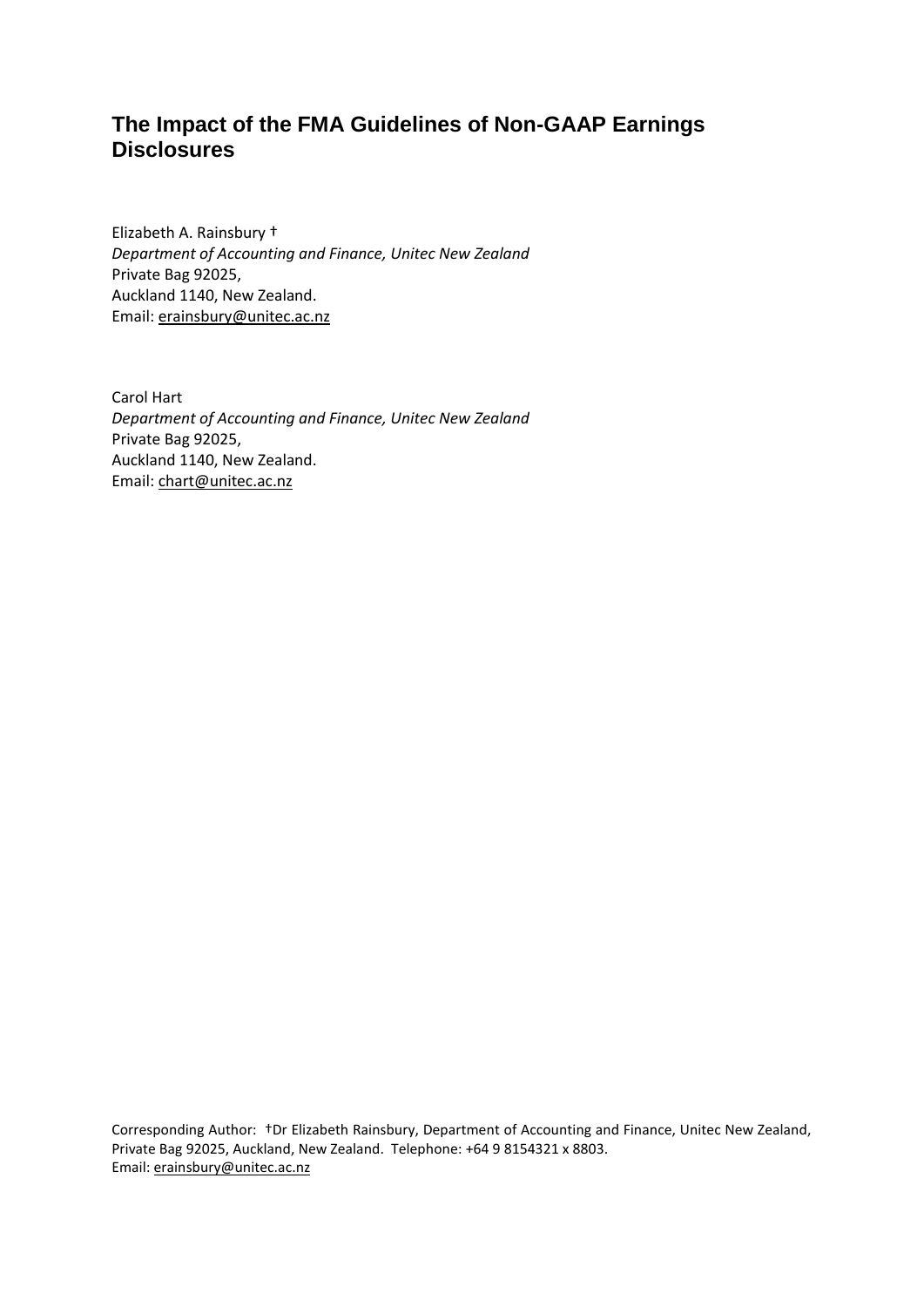# The Impact of the FMA Guidelines of Non-GAAP Earnings Disclosures

Elizabeth A. Rainsbury †  
*Department of Accounting and Finance, Unitec New Zealand*  
Private Bag 92025,  
Auckland 1140, New Zealand.  
Email: erainsbury@unitec.ac.nz

Carol Hart  
*Department of Accounting and Finance, Unitec New Zealand*  
Private Bag 92025,  
Auckland 1140, New Zealand.  
Email: chart@unitec.ac.nz

Corresponding Author: †Dr Elizabeth Rainsbury, Department of Accounting and Finance, Unitec New Zealand, Private Bag 92025, Auckland, New Zealand. Telephone: +64 9 8154321 x 8803.  
Email: erainsbury@unitec.ac.nz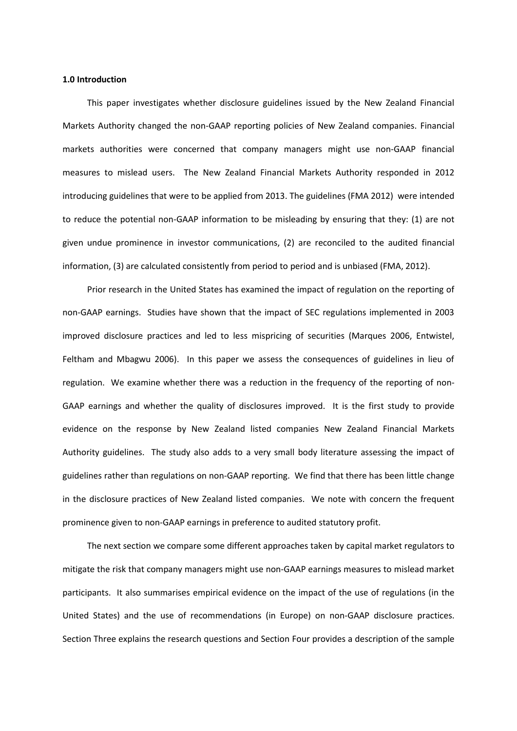**1.0 Introduction**

This paper investigates whether disclosure guidelines issued by the New Zealand Financial Markets Authority changed the non-GAAP reporting policies of New Zealand companies. Financial markets authorities were concerned that company managers might use non-GAAP financial measures to mislead users. The New Zealand Financial Markets Authority responded in 2012 introducing guidelines that were to be applied from 2013. The guidelines (FMA 2012) were intended to reduce the potential non-GAAP information to be misleading by ensuring that they: (1) are not given undue prominence in investor communications, (2) are reconciled to the audited financial information, (3) are calculated consistently from period to period and is unbiased (FMA, 2012).

Prior research in the United States has examined the impact of regulation on the reporting of non-GAAP earnings. Studies have shown that the impact of SEC regulations implemented in 2003 improved disclosure practices and led to less mispricing of securities (Marques 2006, Entwistel, Feltham and Mbagwu 2006). In this paper we assess the consequences of guidelines in lieu of regulation. We examine whether there was a reduction in the frequency of the reporting of non-GAAP earnings and whether the quality of disclosures improved. It is the first study to provide evidence on the response by New Zealand listed companies New Zealand Financial Markets Authority guidelines. The study also adds to a very small body literature assessing the impact of guidelines rather than regulations on non-GAAP reporting. We find that there has been little change in the disclosure practices of New Zealand listed companies. We note with concern the frequent prominence given to non-GAAP earnings in preference to audited statutory profit.

The next section we compare some different approaches taken by capital market regulators to mitigate the risk that company managers might use non-GAAP earnings measures to mislead market participants. It also summarises empirical evidence on the impact of the use of regulations (in the United States) and the use of recommendations (in Europe) on non-GAAP disclosure practices. Section Three explains the research questions and Section Four provides a description of the sample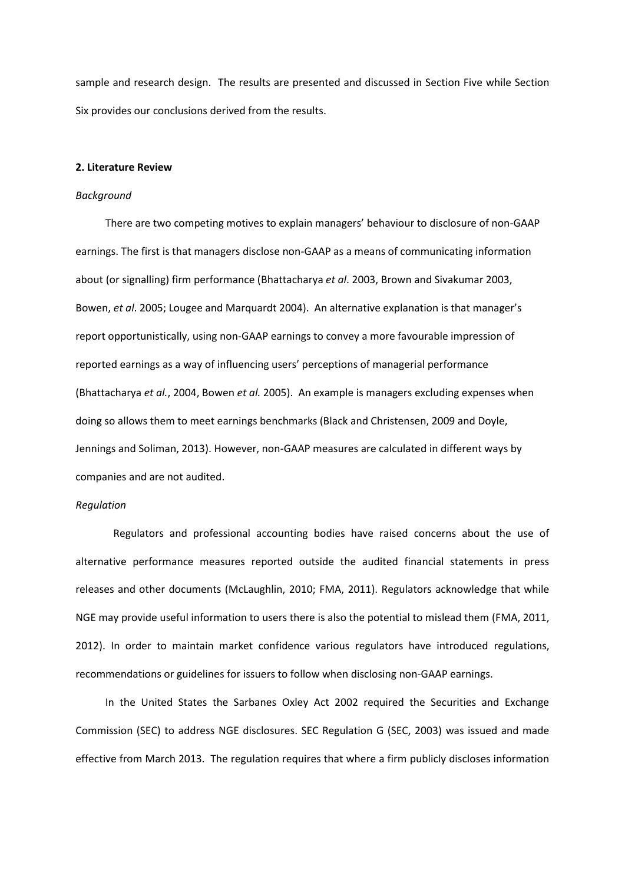sample and research design. The results are presented and discussed in Section Five while Section Six provides our conclusions derived from the results.

## 2. Literature Review

### *Background*

There are two competing motives to explain managers' behaviour to disclosure of non-GAAP earnings. The first is that managers disclose non-GAAP as a means of communicating information about (or signalling) firm performance (Bhattacharya *et al*. 2003, Brown and Sivakumar 2003, Bowen, *et al*. 2005; Lougee and Marquardt 2004). An alternative explanation is that manager's report opportunistically, using non-GAAP earnings to convey a more favourable impression of reported earnings as a way of influencing users' perceptions of managerial performance (Bhattacharya *et al.*, 2004, Bowen *et al.* 2005). An example is managers excluding expenses when doing so allows them to meet earnings benchmarks (Black and Christensen, 2009 and Doyle, Jennings and Soliman, 2013). However, non-GAAP measures are calculated in different ways by companies and are not audited.

### *Regulation*

Regulators and professional accounting bodies have raised concerns about the use of alternative performance measures reported outside the audited financial statements in press releases and other documents (McLaughlin, 2010; FMA, 2011). Regulators acknowledge that while NGE may provide useful information to users there is also the potential to mislead them (FMA, 2011, 2012). In order to maintain market confidence various regulators have introduced regulations, recommendations or guidelines for issuers to follow when disclosing non-GAAP earnings.

In the United States the Sarbanes Oxley Act 2002 required the Securities and Exchange Commission (SEC) to address NGE disclosures. SEC Regulation G (SEC, 2003) was issued and made effective from March 2013. The regulation requires that where a firm publicly discloses information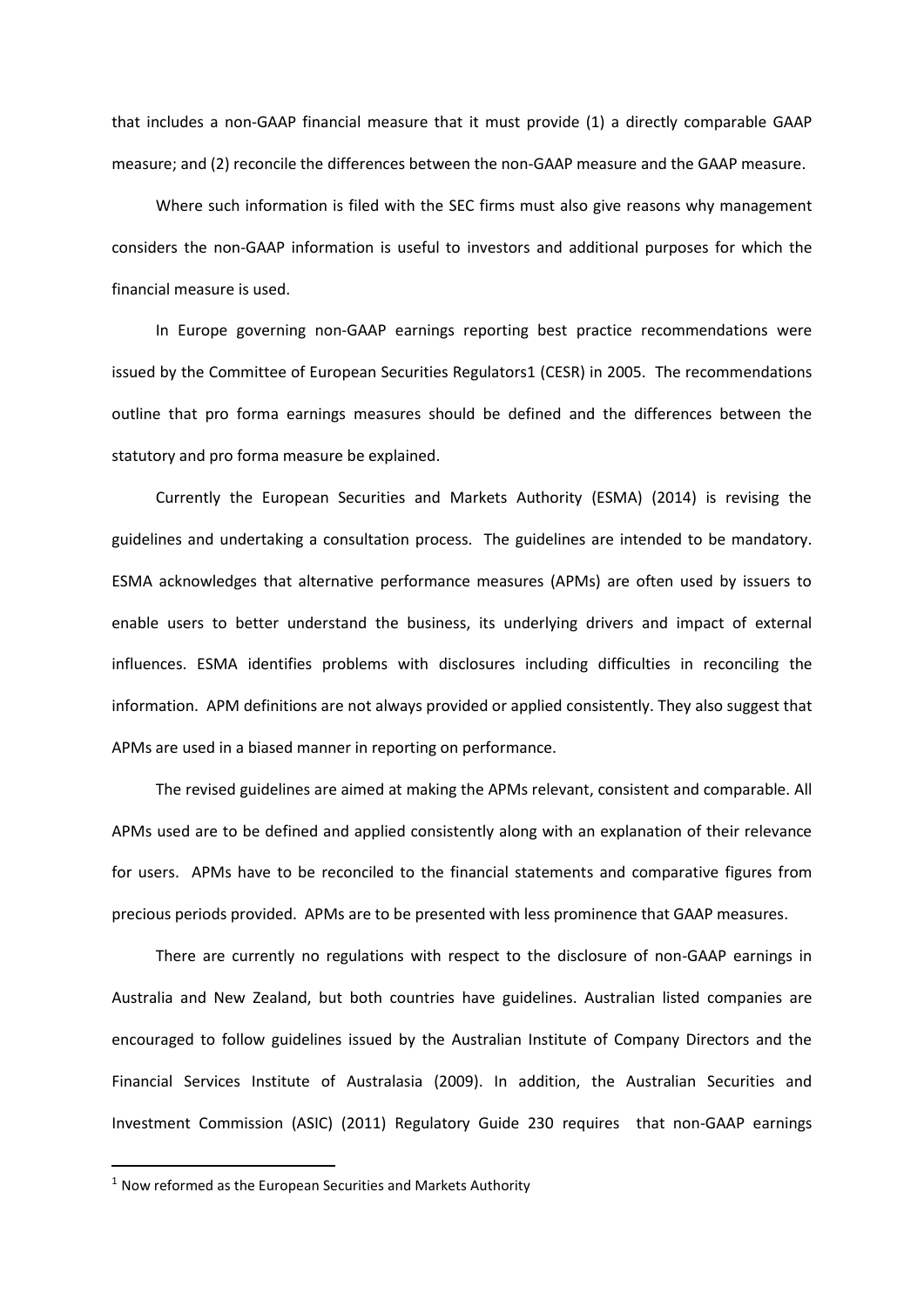that includes a non-GAAP financial measure that it must provide (1) a directly comparable GAAP measure; and (2) reconcile the differences between the non-GAAP measure and the GAAP measure.

Where such information is filed with the SEC firms must also give reasons why management considers the non-GAAP information is useful to investors and additional purposes for which the financial measure is used.

In Europe governing non-GAAP earnings reporting best practice recommendations were issued by the Committee of European Securities Regulators[1] (CESR) in 2005. The recommendations outline that pro forma earnings measures should be defined and the differences between the statutory and pro forma measure be explained.

Currently the European Securities and Markets Authority (ESMA) (2014) is revising the guidelines and undertaking a consultation process. The guidelines are intended to be mandatory. ESMA acknowledges that alternative performance measures (APMs) are often used by issuers to enable users to better understand the business, its underlying drivers and impact of external influences. ESMA identifies problems with disclosures including difficulties in reconciling the information. APM definitions are not always provided or applied consistently. They also suggest that APMs are used in a biased manner in reporting on performance.

The revised guidelines are aimed at making the APMs relevant, consistent and comparable. All APMs used are to be defined and applied consistently along with an explanation of their relevance for users. APMs have to be reconciled to the financial statements and comparative figures from precious periods provided. APMs are to be presented with less prominence that GAAP measures.

There are currently no regulations with respect to the disclosure of non-GAAP earnings in Australia and New Zealand, but both countries have guidelines. Australian listed companies are encouraged to follow guidelines issued by the Australian Institute of Company Directors and the Financial Services Institute of Australasia (2009). In addition, the Australian Securities and Investment Commission (ASIC) (2011) Regulatory Guide 230 requires that non-GAAP earnings

[1] Now reformed as the European Securities and Markets Authority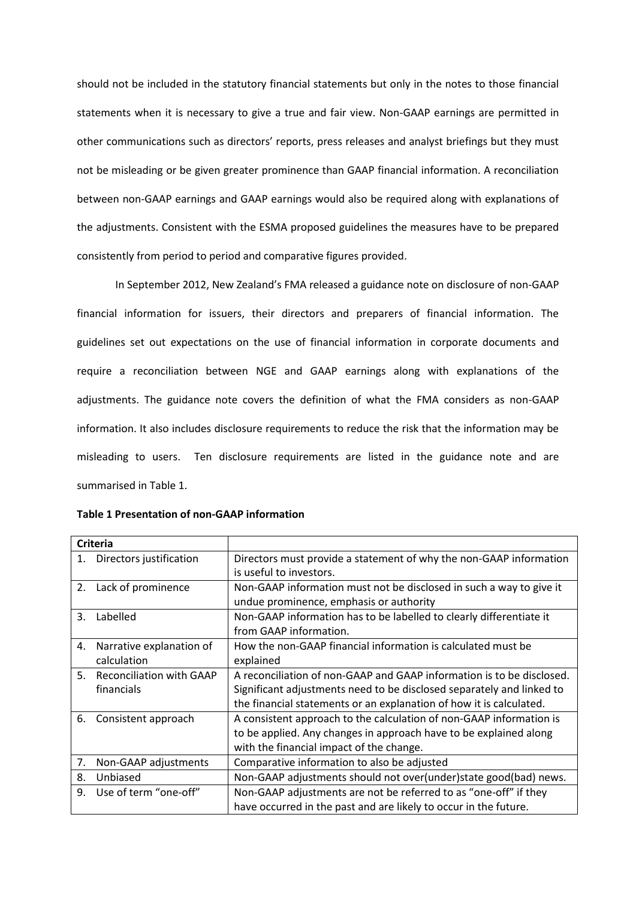should not be included in the statutory financial statements but only in the notes to those financial statements when it is necessary to give a true and fair view. Non-GAAP earnings are permitted in other communications such as directors' reports, press releases and analyst briefings but they must not be misleading or be given greater prominence than GAAP financial information. A reconciliation between non-GAAP earnings and GAAP earnings would also be required along with explanations of the adjustments. Consistent with the ESMA proposed guidelines the measures have to be prepared consistently from period to period and comparative figures provided.

In September 2012, New Zealand's FMA released a guidance note on disclosure of non-GAAP financial information for issuers, their directors and preparers of financial information. The guidelines set out expectations on the use of financial information in corporate documents and require a reconciliation between NGE and GAAP earnings along with explanations of the adjustments. The guidance note covers the definition of what the FMA considers as non-GAAP information. It also includes disclosure requirements to reduce the risk that the information may be misleading to users. Ten disclosure requirements are listed in the guidance note and are summarised in Table 1.

**Table 1 Presentation of non-GAAP information**

| Criteria | |
|---|---|
| 1. Directors justification | Directors must provide a statement of why the non-GAAP information is useful to investors. |
| 2. Lack of prominence | Non-GAAP information must not be disclosed in such a way to give it undue prominence, emphasis or authority |
| 3. Labelled | Non-GAAP information has to be labelled to clearly differentiate it from GAAP information. |
| 4. Narrative explanation of calculation | How the non-GAAP financial information is calculated must be explained |
| 5. Reconciliation with GAAP financials | A reconciliation of non-GAAP and GAAP information is to be disclosed. Significant adjustments need to be disclosed separately and linked to the financial statements or an explanation of how it is calculated. |
| 6. Consistent approach | A consistent approach to the calculation of non-GAAP information is to be applied. Any changes in approach have to be explained along with the financial impact of the change. |
| 7. Non-GAAP adjustments | Comparative information to also be adjusted |
| 8. Unbiased | Non-GAAP adjustments should not over(under)state good(bad) news. |
| 9. Use of term "one-off" | Non-GAAP adjustments are not be referred to as "one-off" if they have occurred in the past and are likely to occur in the future. |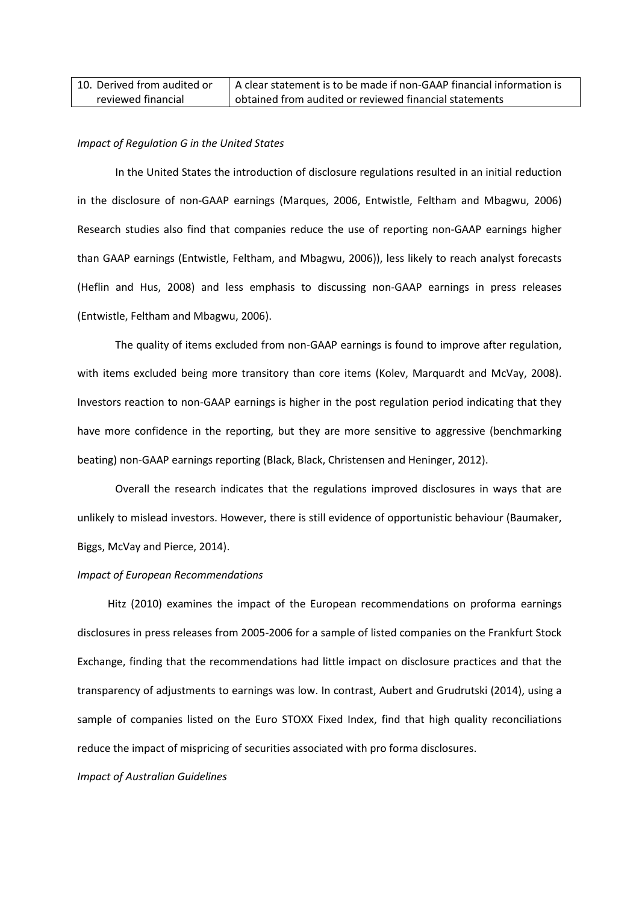| 10. Derived from audited or reviewed financial | A clear statement is to be made if non-GAAP financial information is obtained from audited or reviewed financial statements |
|---|---|

*Impact of Regulation G in the United States*

In the United States the introduction of disclosure regulations resulted in an initial reduction in the disclosure of non-GAAP earnings (Marques, 2006, Entwistle, Feltham and Mbagwu, 2006) Research studies also find that companies reduce the use of reporting non-GAAP earnings higher than GAAP earnings (Entwistle, Feltham, and Mbagwu, 2006)), less likely to reach analyst forecasts (Heflin and Hus, 2008) and less emphasis to discussing non-GAAP earnings in press releases (Entwistle, Feltham and Mbagwu, 2006).

The quality of items excluded from non-GAAP earnings is found to improve after regulation, with items excluded being more transitory than core items (Kolev, Marquardt and McVay, 2008). Investors reaction to non-GAAP earnings is higher in the post regulation period indicating that they have more confidence in the reporting, but they are more sensitive to aggressive (benchmarking beating) non-GAAP earnings reporting (Black, Black, Christensen and Heninger, 2012).

Overall the research indicates that the regulations improved disclosures in ways that are unlikely to mislead investors. However, there is still evidence of opportunistic behaviour (Baumaker, Biggs, McVay and Pierce, 2014).

*Impact of European Recommendations*

Hitz (2010) examines the impact of the European recommendations on proforma earnings disclosures in press releases from 2005-2006 for a sample of listed companies on the Frankfurt Stock Exchange, finding that the recommendations had little impact on disclosure practices and that the transparency of adjustments to earnings was low. In contrast, Aubert and Grudrutski (2014), using a sample of companies listed on the Euro STOXX Fixed Index, find that high quality reconciliations reduce the impact of mispricing of securities associated with pro forma disclosures.

*Impact of Australian Guidelines*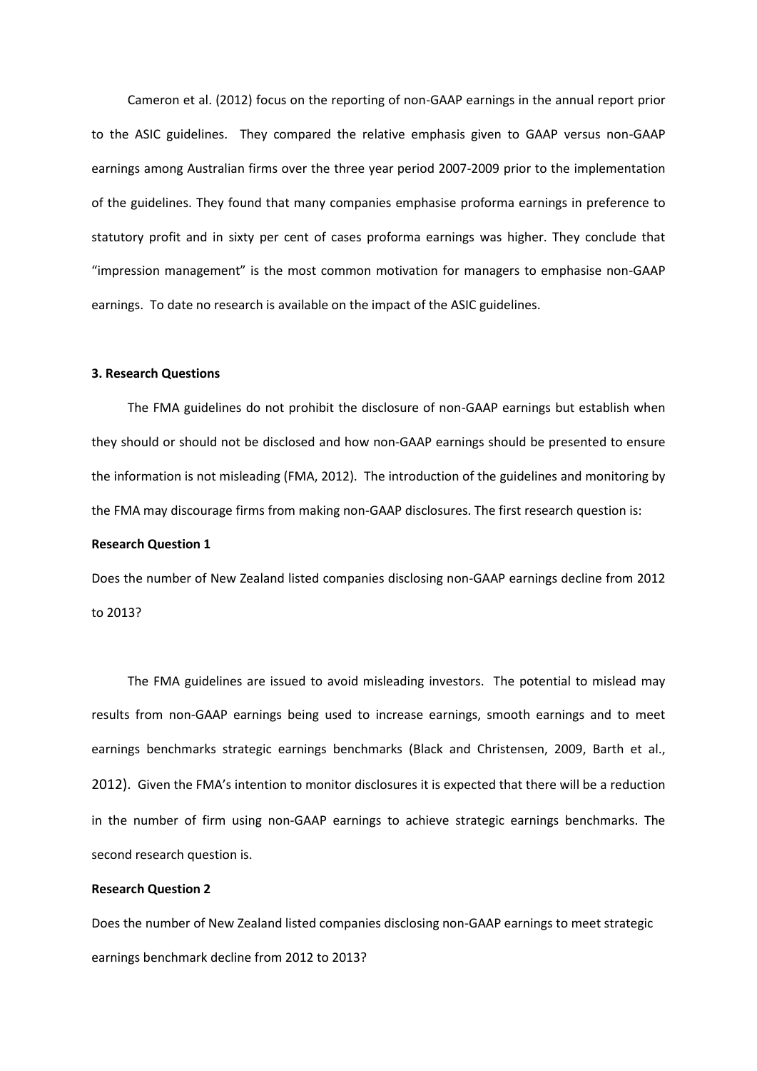Cameron et al. (2012) focus on the reporting of non-GAAP earnings in the annual report prior to the ASIC guidelines. They compared the relative emphasis given to GAAP versus non-GAAP earnings among Australian firms over the three year period 2007-2009 prior to the implementation of the guidelines. They found that many companies emphasise proforma earnings in preference to statutory profit and in sixty per cent of cases proforma earnings was higher. They conclude that "impression management" is the most common motivation for managers to emphasise non-GAAP earnings. To date no research is available on the impact of the ASIC guidelines.

### 3. Research Questions

The FMA guidelines do not prohibit the disclosure of non-GAAP earnings but establish when they should or should not be disclosed and how non-GAAP earnings should be presented to ensure the information is not misleading (FMA, 2012). The introduction of the guidelines and monitoring by the FMA may discourage firms from making non-GAAP disclosures. The first research question is:

**Research Question 1**

Does the number of New Zealand listed companies disclosing non-GAAP earnings decline from 2012 to 2013?

The FMA guidelines are issued to avoid misleading investors. The potential to mislead may results from non-GAAP earnings being used to increase earnings, smooth earnings and to meet earnings benchmarks strategic earnings benchmarks (Black and Christensen, 2009, Barth et al., 2012). Given the FMA's intention to monitor disclosures it is expected that there will be a reduction in the number of firm using non-GAAP earnings to achieve strategic earnings benchmarks. The second research question is.

**Research Question 2**

Does the number of New Zealand listed companies disclosing non-GAAP earnings to meet strategic earnings benchmark decline from 2012 to 2013?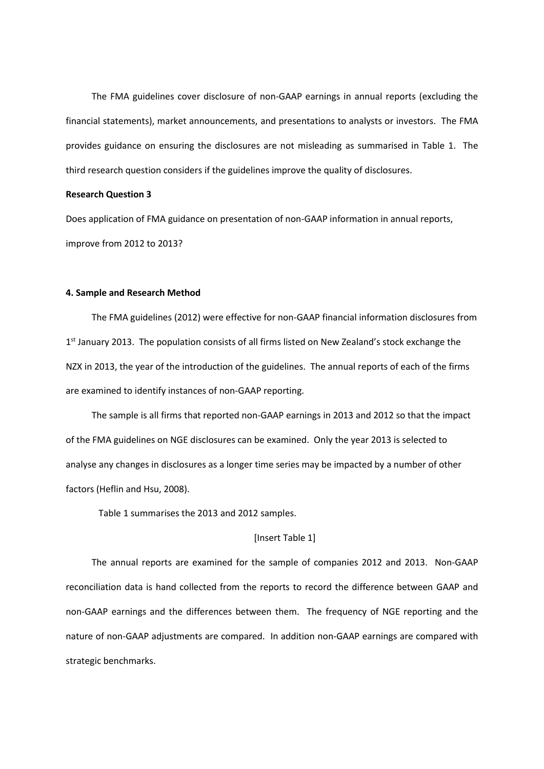The FMA guidelines cover disclosure of non-GAAP earnings in annual reports (excluding the financial statements), market announcements, and presentations to analysts or investors. The FMA provides guidance on ensuring the disclosures are not misleading as summarised in Table 1. The third research question considers if the guidelines improve the quality of disclosures.

**Research Question 3**

Does application of FMA guidance on presentation of non-GAAP information in annual reports, improve from 2012 to 2013?

**4. Sample and Research Method**

The FMA guidelines (2012) were effective for non-GAAP financial information disclosures from 1st January 2013. The population consists of all firms listed on New Zealand's stock exchange the NZX in 2013, the year of the introduction of the guidelines. The annual reports of each of the firms are examined to identify instances of non-GAAP reporting.

The sample is all firms that reported non-GAAP earnings in 2013 and 2012 so that the impact of the FMA guidelines on NGE disclosures can be examined. Only the year 2013 is selected to analyse any changes in disclosures as a longer time series may be impacted by a number of other factors (Heflin and Hsu, 2008).

Table 1 summarises the 2013 and 2012 samples.

[Insert Table 1]

The annual reports are examined for the sample of companies 2012 and 2013. Non-GAAP reconciliation data is hand collected from the reports to record the difference between GAAP and non-GAAP earnings and the differences between them. The frequency of NGE reporting and the nature of non-GAAP adjustments are compared. In addition non-GAAP earnings are compared with strategic benchmarks.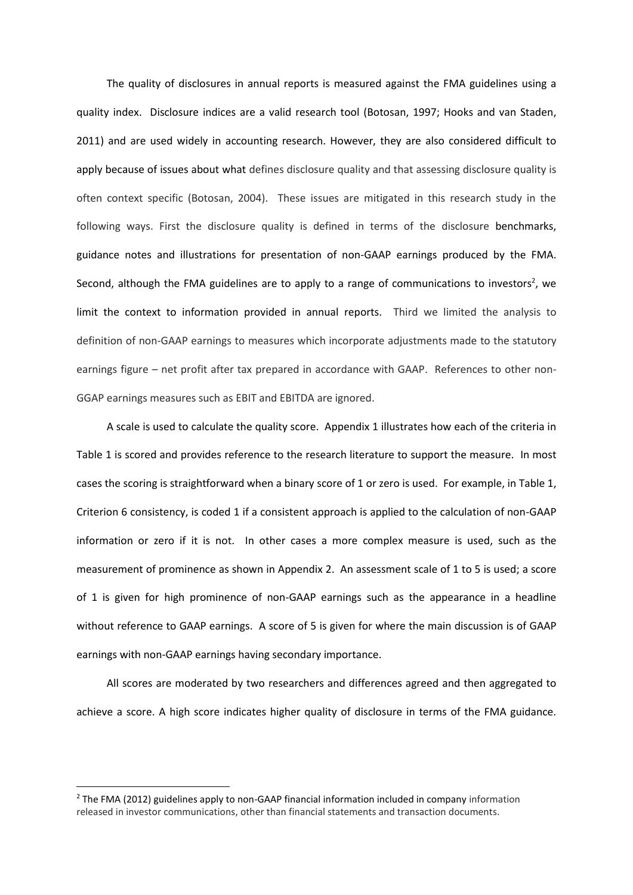The quality of disclosures in annual reports is measured against the FMA guidelines using a quality index. Disclosure indices are a valid research tool (Botosan, 1997; Hooks and van Staden, 2011) and are used widely in accounting research. However, they are also considered difficult to apply because of issues about what defines disclosure quality and that assessing disclosure quality is often context specific (Botosan, 2004). These issues are mitigated in this research study in the following ways. First the disclosure quality is defined in terms of the disclosure benchmarks, guidance notes and illustrations for presentation of non-GAAP earnings produced by the FMA. Second, although the FMA guidelines are to apply to a range of communications to investors[2], we limit the context to information provided in annual reports. Third we limited the analysis to definition of non-GAAP earnings to measures which incorporate adjustments made to the statutory earnings figure – net profit after tax prepared in accordance with GAAP. References to other non-GGAP earnings measures such as EBIT and EBITDA are ignored.

A scale is used to calculate the quality score. Appendix 1 illustrates how each of the criteria in Table 1 is scored and provides reference to the research literature to support the measure. In most cases the scoring is straightforward when a binary score of 1 or zero is used. For example, in Table 1, Criterion 6 consistency, is coded 1 if a consistent approach is applied to the calculation of non-GAAP information or zero if it is not. In other cases a more complex measure is used, such as the measurement of prominence as shown in Appendix 2. An assessment scale of 1 to 5 is used; a score of 1 is given for high prominence of non-GAAP earnings such as the appearance in a headline without reference to GAAP earnings. A score of 5 is given for where the main discussion is of GAAP earnings with non-GAAP earnings having secondary importance.

All scores are moderated by two researchers and differences agreed and then aggregated to achieve a score. A high score indicates higher quality of disclosure in terms of the FMA guidance.

---

[2] The FMA (2012) guidelines apply to non-GAAP financial information included in company information released in investor communications, other than financial statements and transaction documents.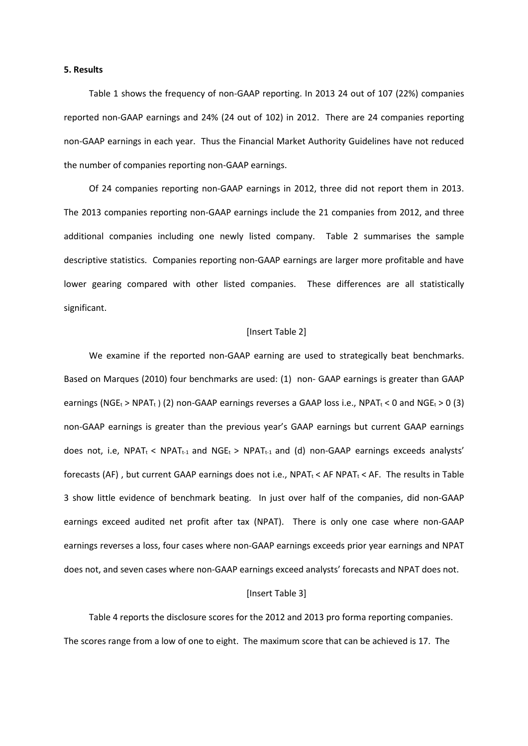**5. Results**

Table 1 shows the frequency of non-GAAP reporting. In 2013 24 out of 107 (22%) companies reported non-GAAP earnings and 24% (24 out of 102) in 2012. There are 24 companies reporting non-GAAP earnings in each year. Thus the Financial Market Authority Guidelines have not reduced the number of companies reporting non-GAAP earnings.

Of 24 companies reporting non-GAAP earnings in 2012, three did not report them in 2013. The 2013 companies reporting non-GAAP earnings include the 21 companies from 2012, and three additional companies including one newly listed company. Table 2 summarises the sample descriptive statistics. Companies reporting non-GAAP earnings are larger more profitable and have lower gearing compared with other listed companies. These differences are all statistically significant.

[Insert Table 2]

We examine if the reported non-GAAP earning are used to strategically beat benchmarks. Based on Marques (2010) four benchmarks are used: (1) non- GAAP earnings is greater than GAAP earnings ($NGE_t > NPAT_t$ ) (2) non-GAAP earnings reverses a GAAP loss i.e., $NPAT_t < 0$ and $NGE_t > 0$ (3) non-GAAP earnings is greater than the previous year's GAAP earnings but current GAAP earnings does not, i.e, $NPAT_t < NPAT_{t-1}$ and $NGE_t > NPAT_{t-1}$ and (d) non-GAAP earnings exceeds analysts' forecasts (AF) , but current GAAP earnings does not i.e., $NPAT_t < AF$ $NPAT_t < AF$. The results in Table 3 show little evidence of benchmark beating. In just over half of the companies, did non-GAAP earnings exceed audited net profit after tax (NPAT). There is only one case where non-GAAP earnings reverses a loss, four cases where non-GAAP earnings exceeds prior year earnings and NPAT does not, and seven cases where non-GAAP earnings exceed analysts' forecasts and NPAT does not.

[Insert Table 3]

Table 4 reports the disclosure scores for the 2012 and 2013 pro forma reporting companies. The scores range from a low of one to eight. The maximum score that can be achieved is 17. The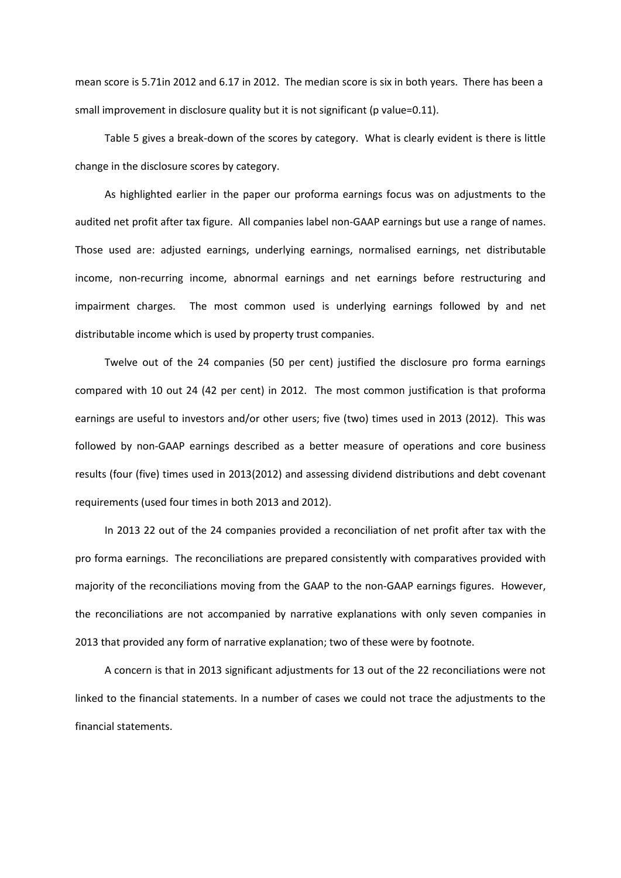mean score is 5.71in 2012 and 6.17 in 2012. The median score is six in both years. There has been a small improvement in disclosure quality but it is not significant (p value=0.11).

Table 5 gives a break-down of the scores by category. What is clearly evident is there is little change in the disclosure scores by category.

As highlighted earlier in the paper our proforma earnings focus was on adjustments to the audited net profit after tax figure. All companies label non-GAAP earnings but use a range of names. Those used are: adjusted earnings, underlying earnings, normalised earnings, net distributable income, non-recurring income, abnormal earnings and net earnings before restructuring and impairment charges. The most common used is underlying earnings followed by and net distributable income which is used by property trust companies.

Twelve out of the 24 companies (50 per cent) justified the disclosure pro forma earnings compared with 10 out 24 (42 per cent) in 2012. The most common justification is that proforma earnings are useful to investors and/or other users; five (two) times used in 2013 (2012). This was followed by non-GAAP earnings described as a better measure of operations and core business results (four (five) times used in 2013(2012) and assessing dividend distributions and debt covenant requirements (used four times in both 2013 and 2012).

In 2013 22 out of the 24 companies provided a reconciliation of net profit after tax with the pro forma earnings. The reconciliations are prepared consistently with comparatives provided with majority of the reconciliations moving from the GAAP to the non-GAAP earnings figures. However, the reconciliations are not accompanied by narrative explanations with only seven companies in 2013 that provided any form of narrative explanation; two of these were by footnote.

A concern is that in 2013 significant adjustments for 13 out of the 22 reconciliations were not linked to the financial statements. In a number of cases we could not trace the adjustments to the financial statements.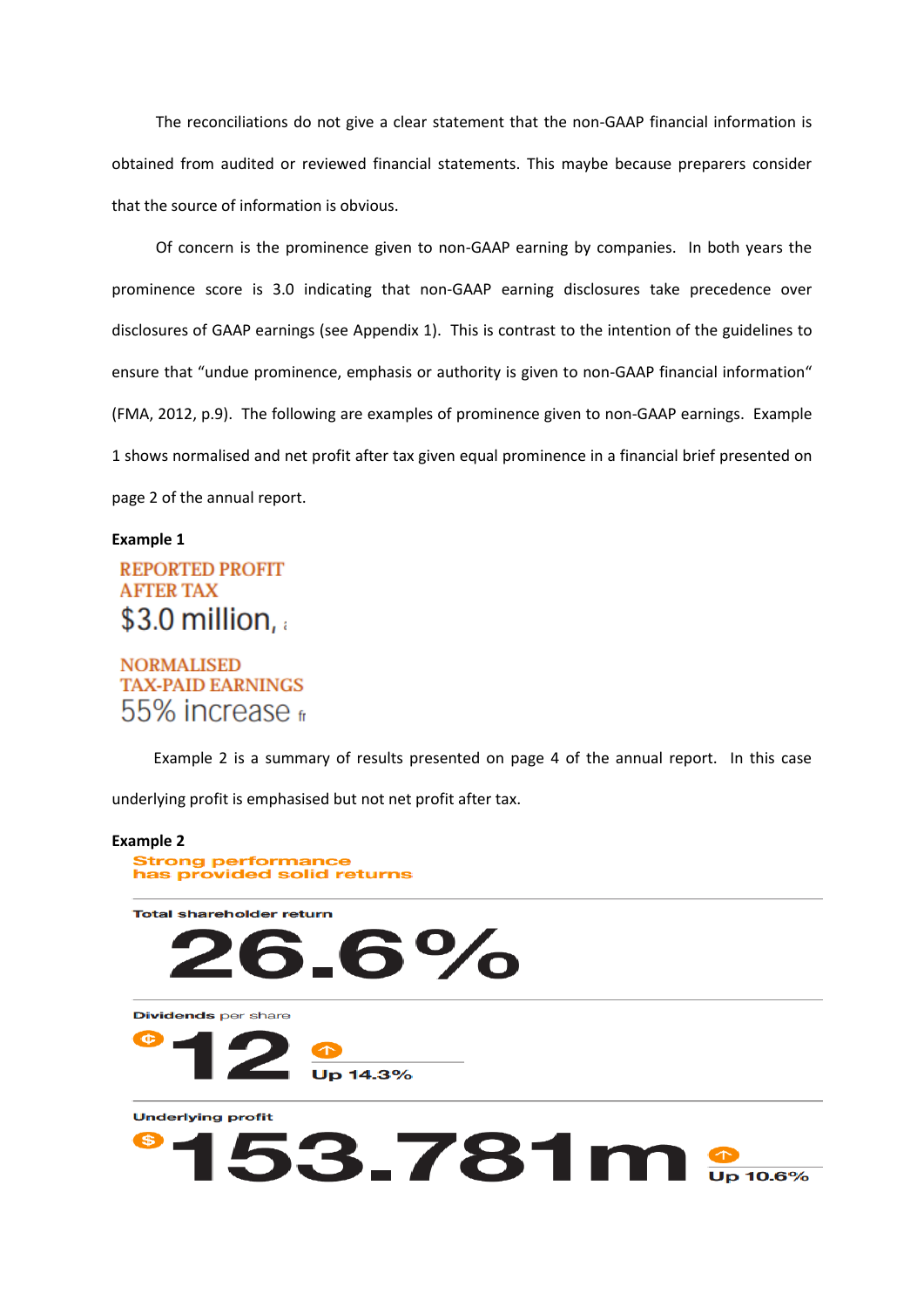The reconciliations do not give a clear statement that the non-GAAP financial information is obtained from audited or reviewed financial statements. This maybe because preparers consider that the source of information is obvious.

Of concern is the prominence given to non-GAAP earning by companies. In both years the prominence score is 3.0 indicating that non-GAAP earning disclosures take precedence over disclosures of GAAP earnings (see Appendix 1). This is contrast to the intention of the guidelines to ensure that "undue prominence, emphasis or authority is given to non-GAAP financial information" (FMA, 2012, p.9). The following are examples of prominence given to non-GAAP earnings. Example 1 shows normalised and net profit after tax given equal prominence in a financial brief presented on page 2 of the annual report.

**Example 1**

REPORTED PROFIT AFTER TAX

$3.0 million,

NORMALISED TAX-PAID EARNINGS

55% increase

Example 2 is a summary of results presented on page 4 of the annual report. In this case underlying profit is emphasised but not net profit after tax.

**Example 2**

Strong performance has provided solid returns

Total shareholder return

26.6%

Dividends per share

¢ 12 Up 14.3%

Underlying profit

$ 153.781m Up 10.6%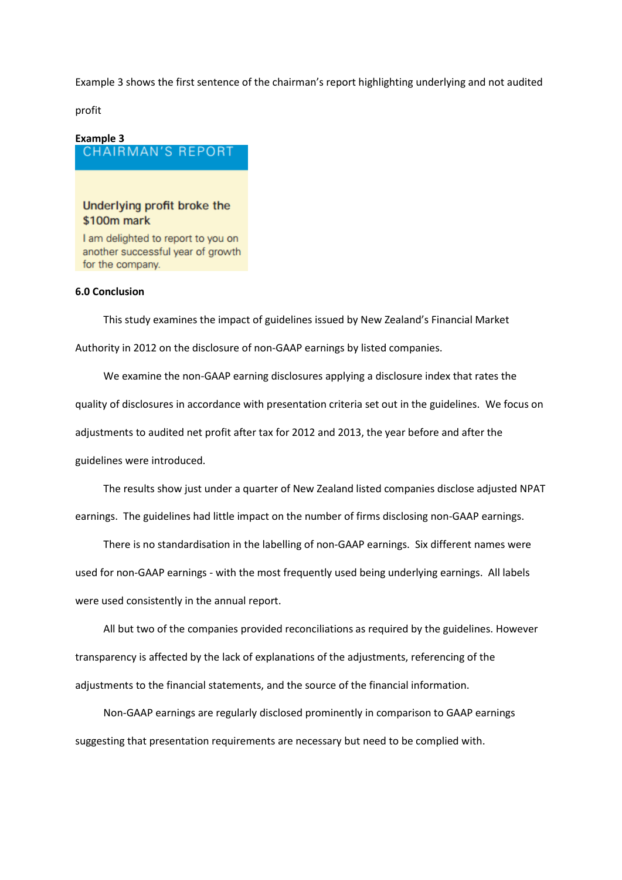Example 3 shows the first sentence of the chairman's report highlighting underlying and not audited profit

**Example 3**

CHAIRMAN'S REPORT

**Underlying profit broke the $100m mark**

I am delighted to report to you on another successful year of growth for the company.

**6.0 Conclusion**

This study examines the impact of guidelines issued by New Zealand's Financial Market Authority in 2012 on the disclosure of non-GAAP earnings by listed companies.

We examine the non-GAAP earning disclosures applying a disclosure index that rates the quality of disclosures in accordance with presentation criteria set out in the guidelines. We focus on adjustments to audited net profit after tax for 2012 and 2013, the year before and after the guidelines were introduced.

The results show just under a quarter of New Zealand listed companies disclose adjusted NPAT earnings. The guidelines had little impact on the number of firms disclosing non-GAAP earnings.

There is no standardisation in the labelling of non-GAAP earnings. Six different names were used for non-GAAP earnings - with the most frequently used being underlying earnings. All labels were used consistently in the annual report.

All but two of the companies provided reconciliations as required by the guidelines. However transparency is affected by the lack of explanations of the adjustments, referencing of the adjustments to the financial statements, and the source of the financial information.

Non-GAAP earnings are regularly disclosed prominently in comparison to GAAP earnings suggesting that presentation requirements are necessary but need to be complied with.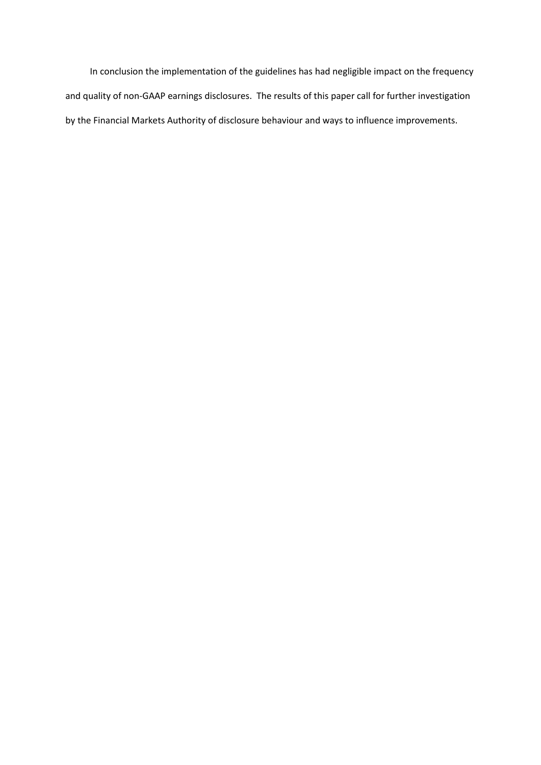In conclusion the implementation of the guidelines has had negligible impact on the frequency and quality of non-GAAP earnings disclosures. The results of this paper call for further investigation by the Financial Markets Authority of disclosure behaviour and ways to influence improvements.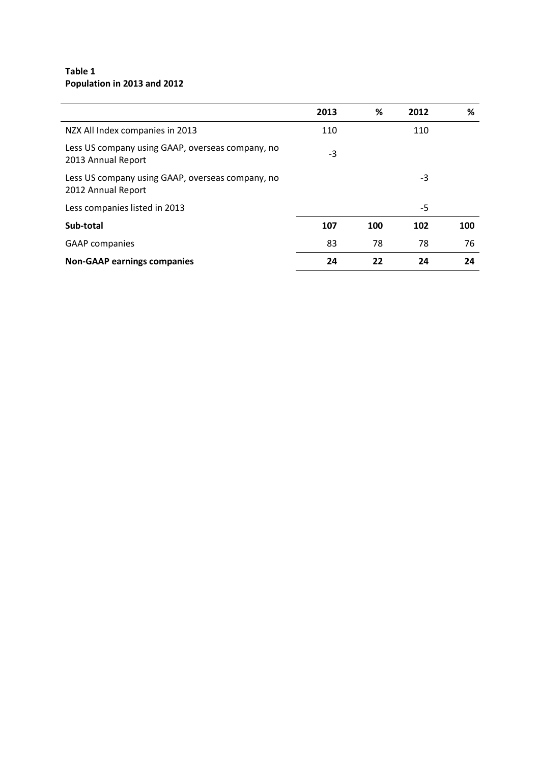**Table 1**
**Population in 2013 and 2012**

| | 2013 | % | 2012 | % |
|---|---|---|---|---|
| NZX All Index companies in 2013 | 110 | | 110 | |
| Less US company using GAAP, overseas company, no 2013 Annual Report | -3 | | | |
| Less US company using GAAP, overseas company, no 2012 Annual Report | | | -3 | |
| Less companies listed in 2013 | | | -5 | |
| **Sub-total** | **107** | **100** | **102** | **100** |
| GAAP companies | 83 | 78 | 78 | 76 |
| **Non-GAAP earnings companies** | **24** | **22** | **24** | **24** |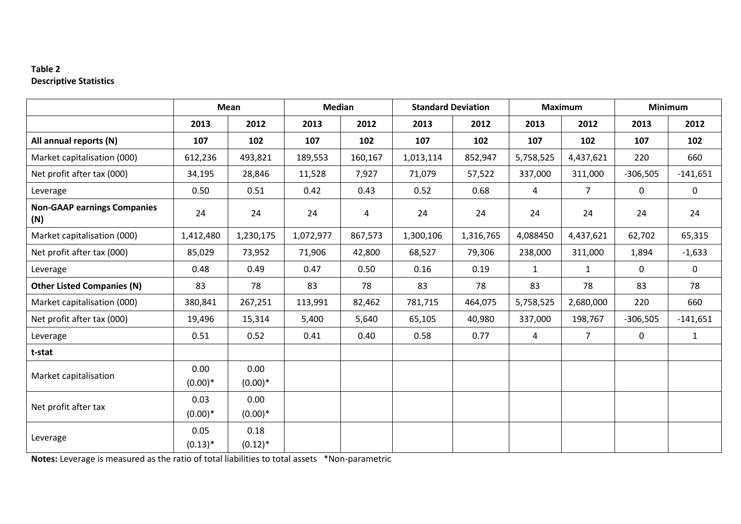**Table 2**
**Descriptive Statistics**

| | Mean | | Median | | Standard Deviation | | Maximum | | Minimum | |
|---|---|---|---|---|---|---|---|---|---|---|
| | 2013 | 2012 | 2013 | 2012 | 2013 | 2012 | 2013 | 2012 | 2013 | 2012 |
| **All annual reports (N)** | **107** | **102** | **107** | **102** | **107** | **102** | **107** | **102** | **107** | **102** |
| Market capitalisation (000) | 612,236 | 493,821 | 189,553 | 160,167 | 1,013,114 | 852,947 | 5,758,525 | 4,437,621 | 220 | 660 |
| Net profit after tax (000) | 34,195 | 28,846 | 11,528 | 7,927 | 71,079 | 57,522 | 337,000 | 311,000 | -306,505 | -141,651 |
| Leverage | 0.50 | 0.51 | 0.42 | 0.43 | 0.52 | 0.68 | 4 | 7 | 0 | 0 |
| **Non-GAAP earnings Companies (N)** | 24 | 24 | 24 | 4 | 24 | 24 | 24 | 24 | 24 | 24 |
| Market capitalisation (000) | 1,412,480 | 1,230,175 | 1,072,977 | 867,573 | 1,300,106 | 1,316,765 | 4,088450 | 4,437,621 | 62,702 | 65,315 |
| Net profit after tax (000) | 85,029 | 73,952 | 71,906 | 42,800 | 68,527 | 79,306 | 238,000 | 311,000 | 1,894 | -1,633 |
| Leverage | 0.48 | 0.49 | 0.47 | 0.50 | 0.16 | 0.19 | 1 | 1 | 0 | 0 |
| **Other Listed Companies (N)** | 83 | 78 | 83 | 78 | 83 | 78 | 83 | 78 | 83 | 78 |
| Market capitalisation (000) | 380,841 | 267,251 | 113,991 | 82,462 | 781,715 | 464,075 | 5,758,525 | 2,680,000 | 220 | 660 |
| Net profit after tax (000) | 19,496 | 15,314 | 5,400 | 5,640 | 65,105 | 40,980 | 337,000 | 198,767 | -306,505 | -141,651 |
| Leverage | 0.51 | 0.52 | 0.41 | 0.40 | 0.58 | 0.77 | 4 | 7 | 0 | 1 |
| **t-stat** | | | | | | | | | | |
| Market capitalisation | 0.00 (0.00)* | 0.00 (0.00)* | | | | | | | | |
| Net profit after tax | 0.03 (0.00)* | 0.00 (0.00)* | | | | | | | | |
| Leverage | 0.05 (0.13)* | 0.18 (0.12)* | | | | | | | | |

**Notes:** Leverage is measured as the ratio of total liabilities to total assets *Non-parametric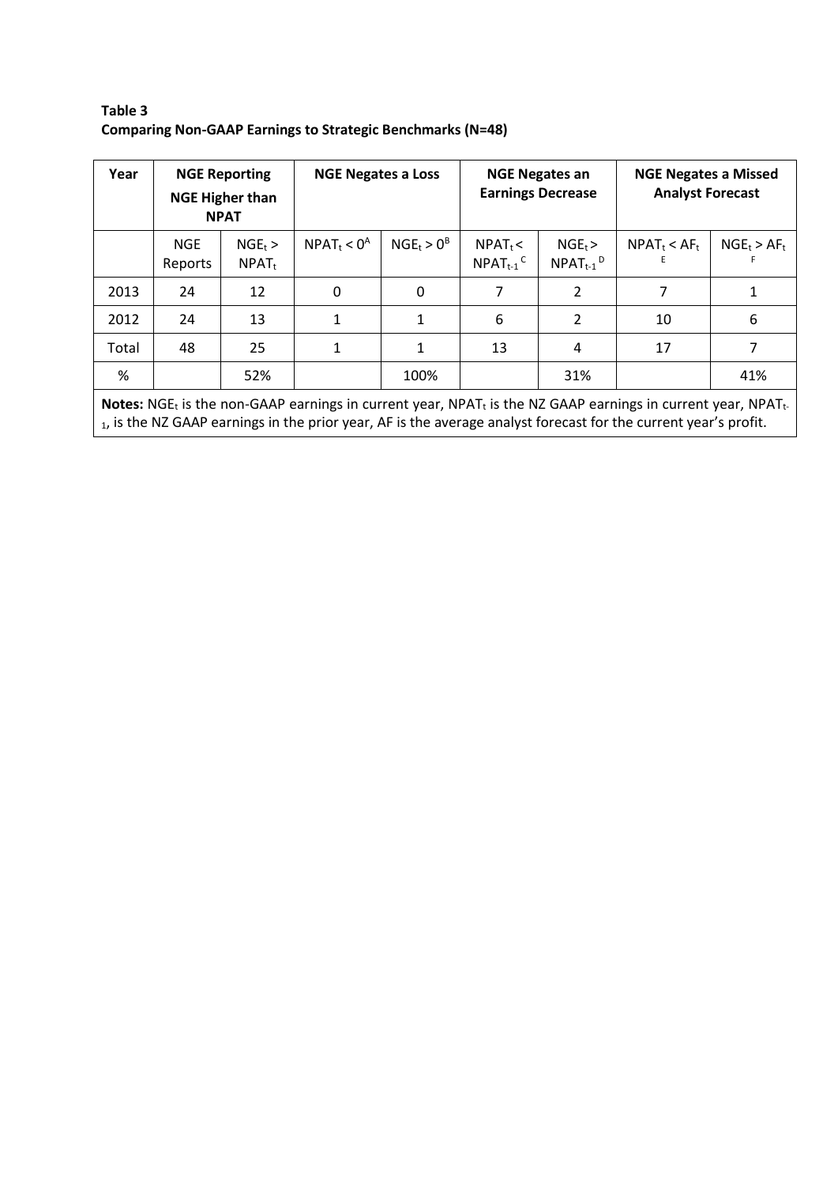**Table 3**
**Comparing Non-GAAP Earnings to Strategic Benchmarks (N=48)**

| Year | NGE Reporting NGE Higher than NPAT | | NGE Negates a Loss | | NGE Negates an Earnings Decrease | | NGE Negates a Missed Analyst Forecast | |
|---|---|---|---|---|---|---|---|---|
| | NGE Reports | $NGE_t > NPAT_t$ | $NPAT_t < 0^A$ | $NGE_t > 0^B$ | $NPAT_t < NPAT_{t-1}{}^C$ | $NGE_t > NPAT_{t-1}{}^D$ | $NPAT_t < AF_t{}^E$ | $NGE_t > AF_t{}^F$ |
| 2013 | 24 | 12 | 0 | 0 | 7 | 2 | 7 | 1 |
| 2012 | 24 | 13 | 1 | 1 | 6 | 2 | 10 | 6 |
| Total | 48 | 25 | 1 | 1 | 13 | 4 | 17 | 7 |
| % | | 52% | | 100% | | 31% | | 41% |

**Notes:** $NGE_t$ is the non-GAAP earnings in current year, $NPAT_t$ is the NZ GAAP earnings in current year, $NPAT_{t-1}$, is the NZ GAAP earnings in the prior year, AF is the average analyst forecast for the current year's profit.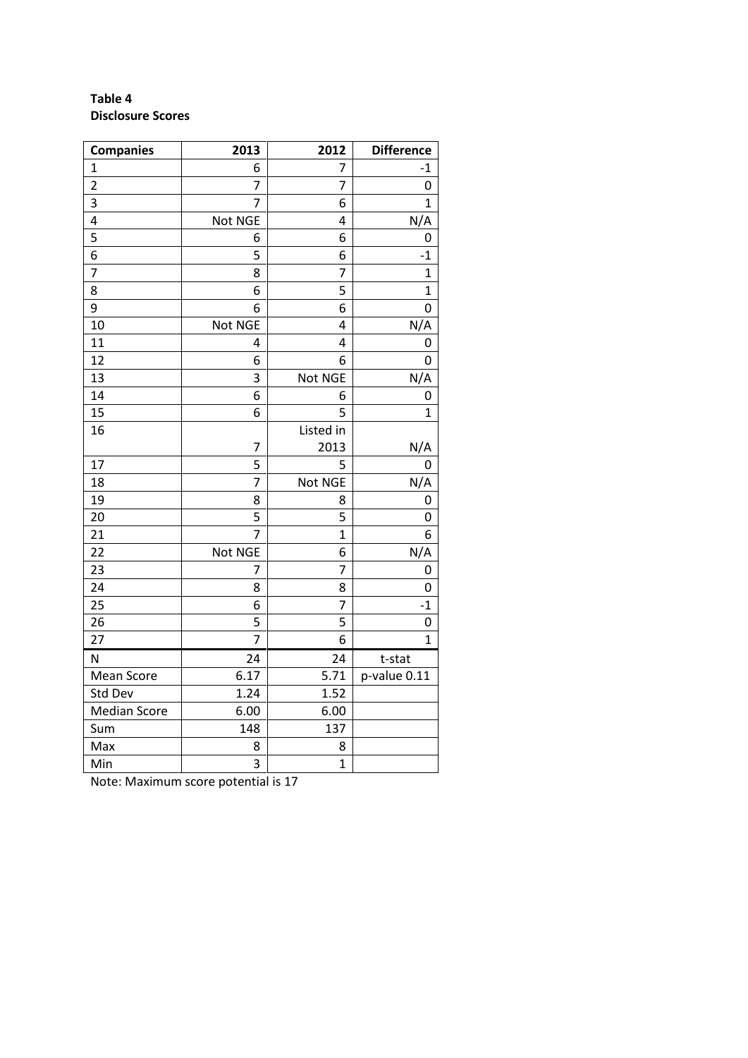**Table 4**
**Disclosure Scores**

| Companies | 2013 | 2012 | Difference |
|---|---|---|---|
| 1 | 6 | 7 | -1 |
| 2 | 7 | 7 | 0 |
| 3 | 7 | 6 | 1 |
| 4 | Not NGE | 4 | N/A |
| 5 | 6 | 6 | 0 |
| 6 | 5 | 6 | -1 |
| 7 | 8 | 7 | 1 |
| 8 | 6 | 5 | 1 |
| 9 | 6 | 6 | 0 |
| 10 | Not NGE | 4 | N/A |
| 11 | 4 | 4 | 0 |
| 12 | 6 | 6 | 0 |
| 13 | 3 | Not NGE | N/A |
| 14 | 6 | 6 | 0 |
| 15 | 6 | 5 | 1 |
| 16 | 7 | Listed in 2013 | N/A |
| 17 | 5 | 5 | 0 |
| 18 | 7 | Not NGE | N/A |
| 19 | 8 | 8 | 0 |
| 20 | 5 | 5 | 0 |
| 21 | 7 | 1 | 6 |
| 22 | Not NGE | 6 | N/A |
| 23 | 7 | 7 | 0 |
| 24 | 8 | 8 | 0 |
| 25 | 6 | 7 | -1 |
| 26 | 5 | 5 | 0 |
| 27 | 7 | 6 | 1 |
| N | 24 | 24 | t-stat |
| Mean Score | 6.17 | 5.71 | p-value 0.11 |
| Std Dev | 1.24 | 1.52 | |
| Median Score | 6.00 | 6.00 | |
| Sum | 148 | 137 | |
| Max | 8 | 8 | |
| Min | 3 | 1 | |

Note: Maximum score potential is 17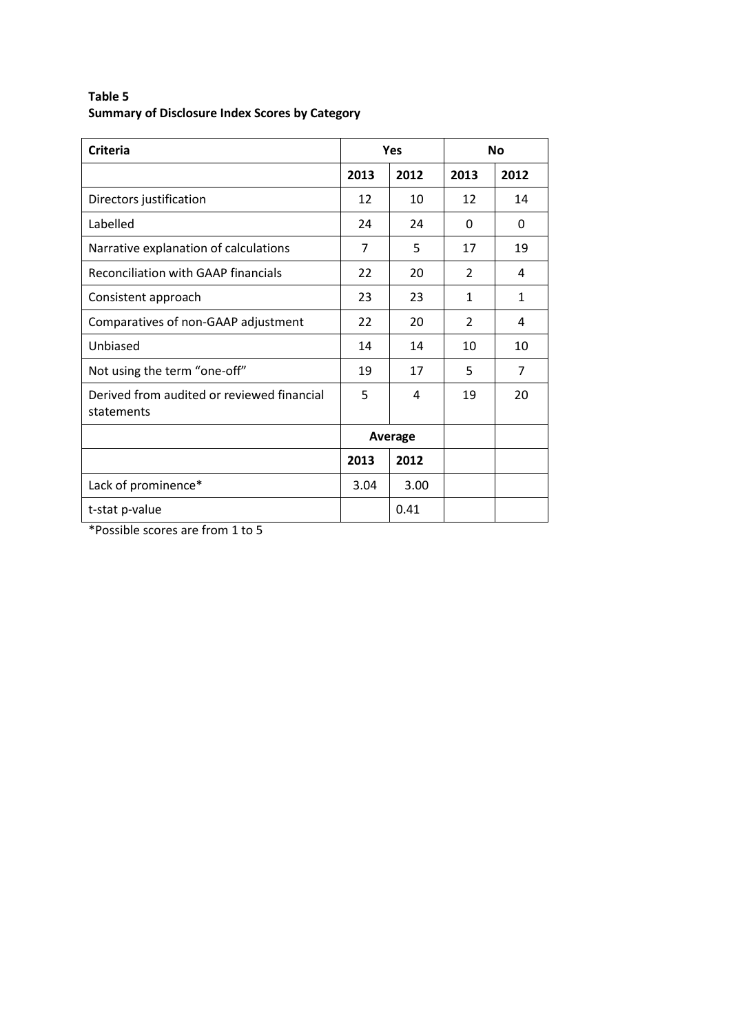**Table 5**
**Summary of Disclosure Index Scores by Category**

| Criteria | Yes | | No | |
|---|---|---|---|---|
| | 2013 | 2012 | 2013 | 2012 |
| Directors justification | 12 | 10 | 12 | 14 |
| Labelled | 24 | 24 | 0 | 0 |
| Narrative explanation of calculations | 7 | 5 | 17 | 19 |
| Reconciliation with GAAP financials | 22 | 20 | 2 | 4 |
| Consistent approach | 23 | 23 | 1 | 1 |
| Comparatives of non-GAAP adjustment | 22 | 20 | 2 | 4 |
| Unbiased | 14 | 14 | 10 | 10 |
| Not using the term "one-off" | 19 | 17 | 5 | 7 |
| Derived from audited or reviewed financial statements | 5 | 4 | 19 | 20 |
| | Average | | | |
| | 2013 | 2012 | | |
| Lack of prominence* | 3.04 | 3.00 | | |
| t-stat p-value | | 0.41 | | |

*Possible scores are from 1 to 5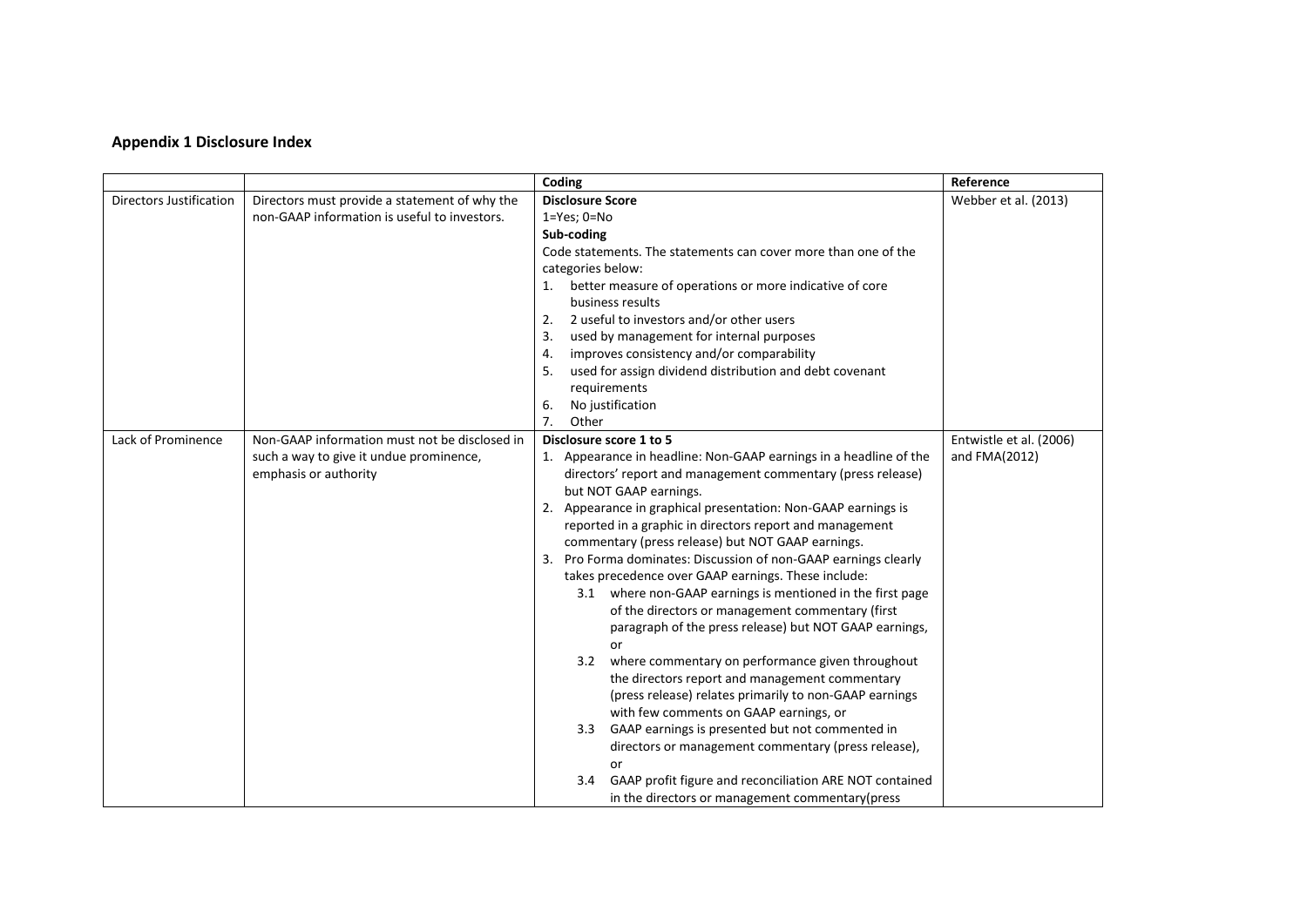**Appendix 1 Disclosure Index**

| | | Coding | Reference |
|---|---|---|---|
| Directors Justification | Directors must provide a statement of why the non-GAAP information is useful to investors. | **Disclosure Score**<br>1=Yes; 0=No<br>**Sub-coding**<br>Code statements. The statements can cover more than one of the categories below:<br>1. better measure of operations or more indicative of core business results<br>2. 2 useful to investors and/or other users<br>3. used by management for internal purposes<br>4. improves consistency and/or comparability<br>5. used for assign dividend distribution and debt covenant requirements<br>6. No justification<br>7. Other | Webber et al. (2013) |
| Lack of Prominence | Non-GAAP information must not be disclosed in such a way to give it undue prominence, emphasis or authority | **Disclosure score 1 to 5**<br>1. Appearance in headline: Non-GAAP earnings in a headline of the directors' report and management commentary (press release) but NOT GAAP earnings.<br>2. Appearance in graphical presentation: Non-GAAP earnings is reported in a graphic in directors report and management commentary (press release) but NOT GAAP earnings.<br>3. Pro Forma dominates: Discussion of non-GAAP earnings clearly takes precedence over GAAP earnings. These include:<br>3.1 where non-GAAP earnings is mentioned in the first page of the directors or management commentary (first paragraph of the press release) but NOT GAAP earnings, or<br>3.2 where commentary on performance given throughout the directors report and management commentary (press release) relates primarily to non-GAAP earnings with few comments on GAAP earnings, or<br>3.3 GAAP earnings is presented but not commented in directors or management commentary (press release), or<br>3.4 GAAP profit figure and reconciliation ARE NOT contained in the directors or management commentary(press | Entwistle et al. (2006) and FMA(2012) |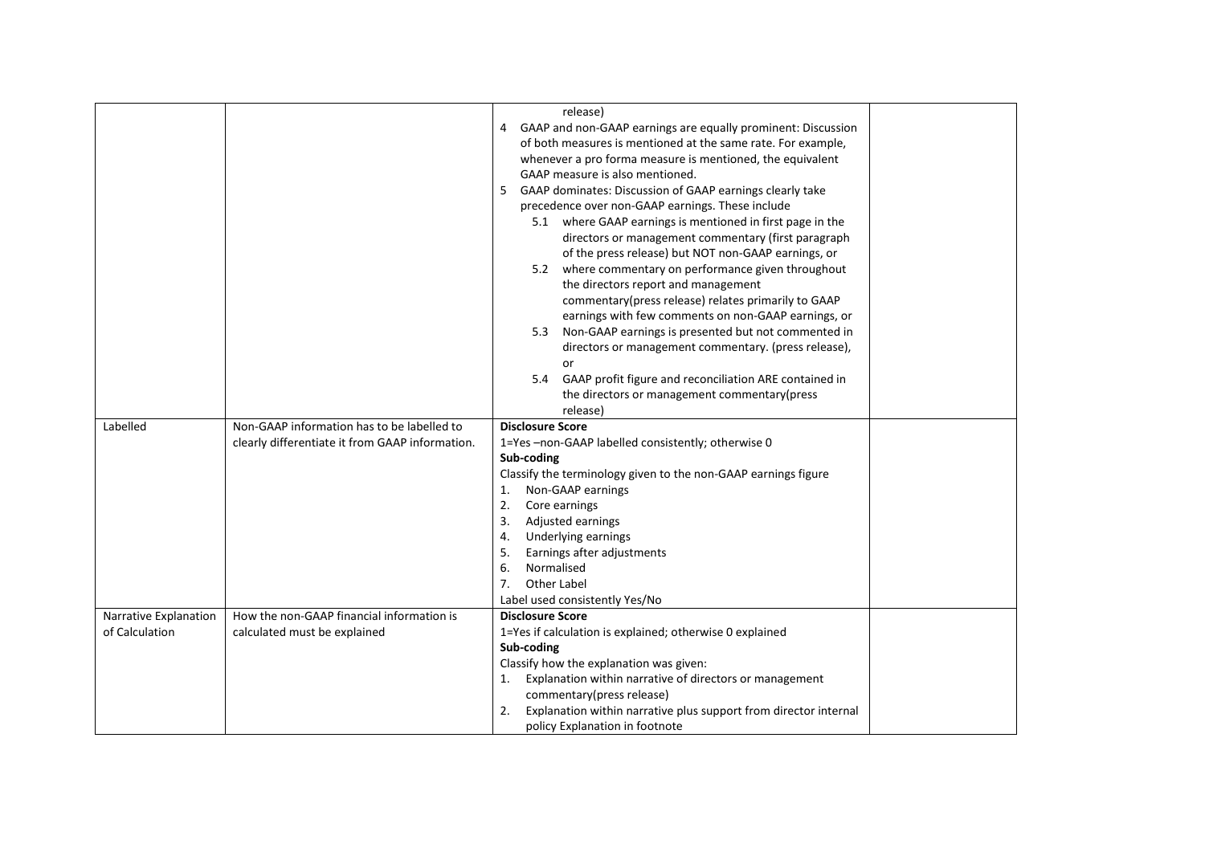| | | | |
|---|---|---|---|
| | | release)<br>4 GAAP and non-GAAP earnings are equally prominent: Discussion of both measures is mentioned at the same rate. For example, whenever a pro forma measure is mentioned, the equivalent GAAP measure is also mentioned.<br>5 GAAP dominates: Discussion of GAAP earnings clearly take precedence over non-GAAP earnings. These include<br>5.1 where GAAP earnings is mentioned in first page in the directors or management commentary (first paragraph of the press release) but NOT non-GAAP earnings, or<br>5.2 where commentary on performance given throughout the directors report and management commentary(press release) relates primarily to GAAP earnings with few comments on non-GAAP earnings, or<br>5.3 Non-GAAP earnings is presented but not commented in directors or management commentary. (press release), or<br>5.4 GAAP profit figure and reconciliation ARE contained in the directors or management commentary(press release) | |
| Labelled | Non-GAAP information has to be labelled to clearly differentiate it from GAAP information. | **Disclosure Score**<br>1=Yes –non-GAAP labelled consistently; otherwise 0<br>**Sub-coding**<br>Classify the terminology given to the non-GAAP earnings figure<br>1. Non-GAAP earnings<br>2. Core earnings<br>3. Adjusted earnings<br>4. Underlying earnings<br>5. Earnings after adjustments<br>6. Normalised<br>7. Other Label<br>Label used consistently Yes/No | |
| Narrative Explanation of Calculation | How the non-GAAP financial information is calculated must be explained | **Disclosure Score**<br>1=Yes if calculation is explained; otherwise 0 explained<br>**Sub-coding**<br>Classify how the explanation was given:<br>1. Explanation within narrative of directors or management commentary(press release)<br>2. Explanation within narrative plus support from director internal policy Explanation in footnote | |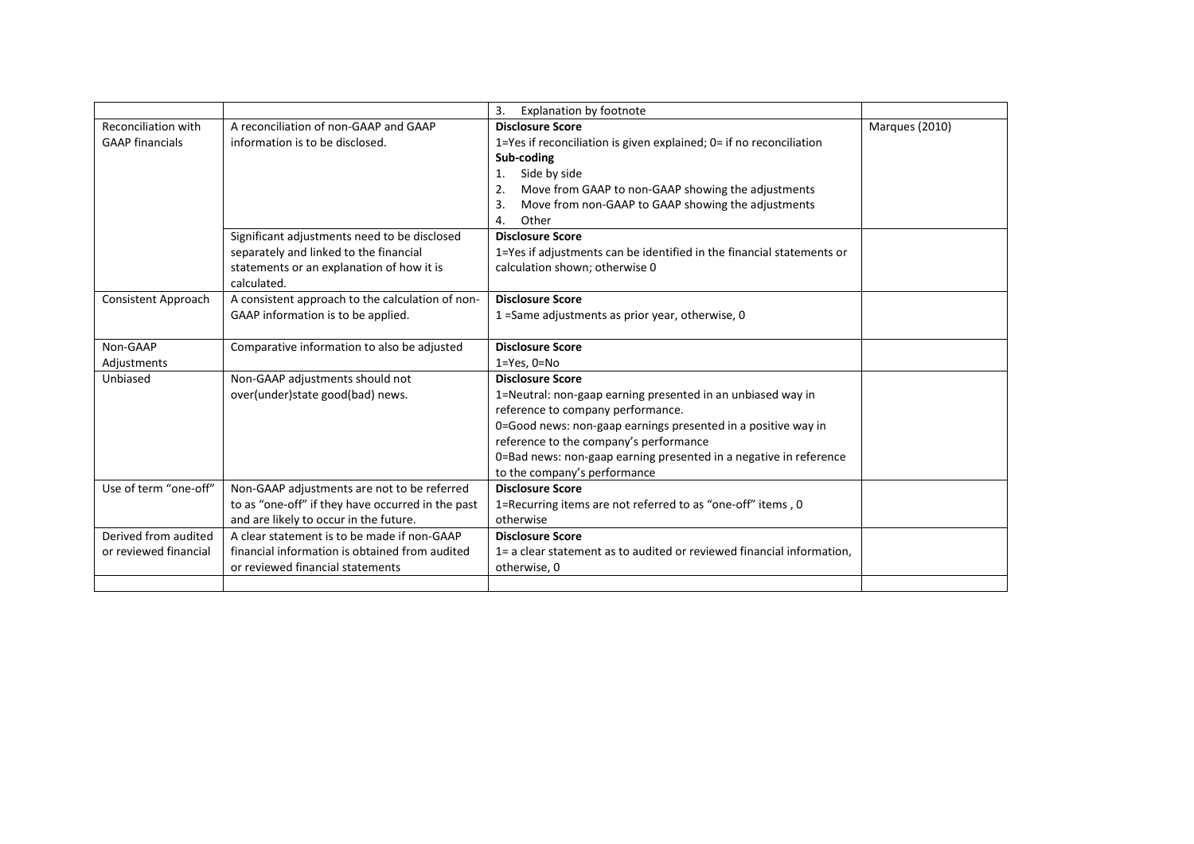|  |  |  |  |
|---|---|---|---|
|  |  | 3. Explanation by footnote |  |
| Reconciliation with GAAP financials | A reconciliation of non-GAAP and GAAP information is to be disclosed. | **Disclosure Score**<br>1=Yes if reconciliation is given explained; 0= if no reconciliation<br>**Sub-coding**<br>1. Side by side<br>2. Move from GAAP to non-GAAP showing the adjustments<br>3. Move from non-GAAP to GAAP showing the adjustments<br>4. Other | Marques (2010) |
|  | Significant adjustments need to be disclosed separately and linked to the financial statements or an explanation of how it is calculated. | **Disclosure Score**<br>1=Yes if adjustments can be identified in the financial statements or calculation shown; otherwise 0 |  |
| Consistent Approach | A consistent approach to the calculation of non-GAAP information is to be applied. | **Disclosure Score**<br>1 =Same adjustments as prior year, otherwise, 0 |  |
| Non-GAAP Adjustments | Comparative information to also be adjusted | **Disclosure Score**<br>1=Yes, 0=No |  |
| Unbiased | Non-GAAP adjustments should not over(under)state good(bad) news. | **Disclosure Score**<br>1=Neutral: non-gaap earning presented in an unbiased way in reference to company performance.<br>0=Good news: non-gaap earnings presented in a positive way in reference to the company's performance<br>0=Bad news: non-gaap earning presented in a negative in reference to the company's performance |  |
| Use of term "one-off" | Non-GAAP adjustments are not to be referred to as "one-off" if they have occurred in the past and are likely to occur in the future. | **Disclosure Score**<br>1=Recurring items are not referred to as "one-off" items , 0 otherwise |  |
| Derived from audited or reviewed financial | A clear statement is to be made if non-GAAP financial information is obtained from audited or reviewed financial statements | **Disclosure Score**<br>1= a clear statement as to audited or reviewed financial information, otherwise, 0 |  |
|  |  |  |  |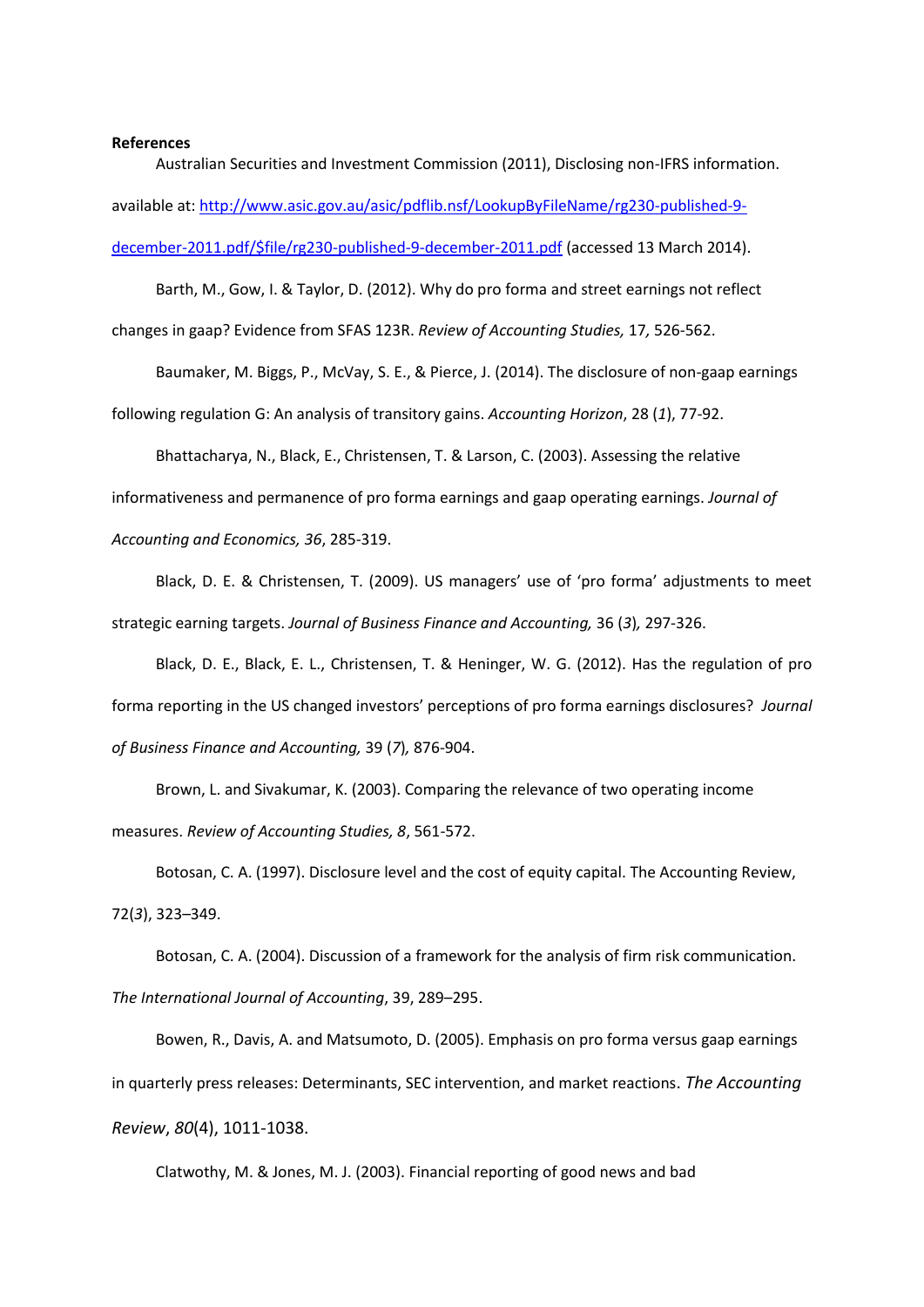**References**

Australian Securities and Investment Commission (2011), Disclosing non-IFRS information. available at: [http://www.asic.gov.au/asic/pdflib.nsf/LookupByFileName/rg230-published-9-december-2011.pdf/$file/rg230-published-9-december-2011.pdf](http://www.asic.gov.au/asic/pdflib.nsf/LookupByFileName/rg230-published-9-december-2011.pdf/$file/rg230-published-9-december-2011.pdf) (accessed 13 March 2014).

Barth, M., Gow, I. & Taylor, D. (2012). Why do pro forma and street earnings not reflect changes in gaap? Evidence from SFAS 123R. *Review of Accounting Studies,* 17*,* 526-562.

Baumaker, M. Biggs, P., McVay, S. E., & Pierce, J. (2014). The disclosure of non-gaap earnings following regulation G: An analysis of transitory gains. *Accounting Horizon*, 28 (*1*), 77-92.

Bhattacharya, N., Black, E., Christensen, T. & Larson, C. (2003). Assessing the relative informativeness and permanence of pro forma earnings and gaap operating earnings. *Journal of Accounting and Economics, 36*, 285-319.

Black, D. E. & Christensen, T. (2009). US managers' use of 'pro forma' adjustments to meet strategic earning targets. *Journal of Business Finance and Accounting,* 36 (*3*)*,* 297-326.

Black, D. E., Black, E. L., Christensen, T. & Heninger, W. G. (2012). Has the regulation of pro forma reporting in the US changed investors' perceptions of pro forma earnings disclosures? *Journal of Business Finance and Accounting,* 39 (*7*)*,* 876-904.

Brown, L. and Sivakumar, K. (2003). Comparing the relevance of two operating income measures. *Review of Accounting Studies, 8*, 561-572.

Botosan, C. A. (1997). Disclosure level and the cost of equity capital. The Accounting Review, 72(*3*), 323–349.

Botosan, C. A. (2004). Discussion of a framework for the analysis of firm risk communication. *The International Journal of Accounting*, 39, 289–295.

Bowen, R., Davis, A. and Matsumoto, D. (2005). Emphasis on pro forma versus gaap earnings in quarterly press releases: Determinants, SEC intervention, and market reactions. *The Accounting Review*, *80*(4), 1011-1038.

Clatworthy, M. & Jones, M. J. (2003). Financial reporting of good news and bad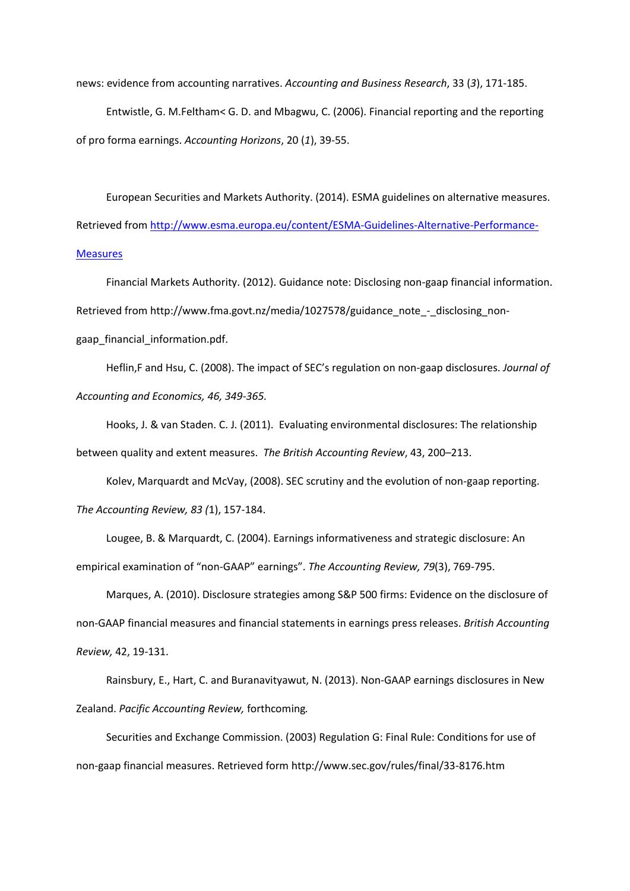news: evidence from accounting narratives. *Accounting and Business Research*, 33 (*3*), 171-185.

Entwistle, G. M.Feltham< G. D. and Mbagwu, C. (2006). Financial reporting and the reporting of pro forma earnings. *Accounting Horizons*, 20 (*1*), 39-55.

European Securities and Markets Authority. (2014). ESMA guidelines on alternative measures. Retrieved from [http://www.esma.europa.eu/content/ESMA-Guidelines-Alternative-Performance-Measures](http://www.esma.europa.eu/content/ESMA-Guidelines-Alternative-Performance-Measures)

Financial Markets Authority. (2012). Guidance note: Disclosing non-gaap financial information. Retrieved from http://www.fma.govt.nz/media/1027578/guidance_note_-_disclosing_non-gaap_financial_information.pdf.

Heflin,F and Hsu, C. (2008). The impact of SEC's regulation on non-gaap disclosures. *Journal of Accounting and Economics, 46, 349-365.*

Hooks, J. & van Staden. C. J. (2011). Evaluating environmental disclosures: The relationship between quality and extent measures. *The British Accounting Review*, 43, 200–213.

Kolev, Marquardt and McVay, (2008). SEC scrutiny and the evolution of non-gaap reporting. *The Accounting Review, 83 (*1), 157-184.

Lougee, B. & Marquardt, C. (2004). Earnings informativeness and strategic disclosure: An empirical examination of "non-GAAP" earnings". *The Accounting Review, 79*(3), 769-795.

Marques, A. (2010). Disclosure strategies among S&P 500 firms: Evidence on the disclosure of non-GAAP financial measures and financial statements in earnings press releases. *British Accounting Review,* 42, 19-131.

Rainsbury, E., Hart, C. and Buranavityawut, N. (2013). Non-GAAP earnings disclosures in New Zealand. *Pacific Accounting Review,* forthcoming*.*

Securities and Exchange Commission. (2003) Regulation G: Final Rule: Conditions for use of non-gaap financial measures. Retrieved form http://www.sec.gov/rules/final/33-8176.htm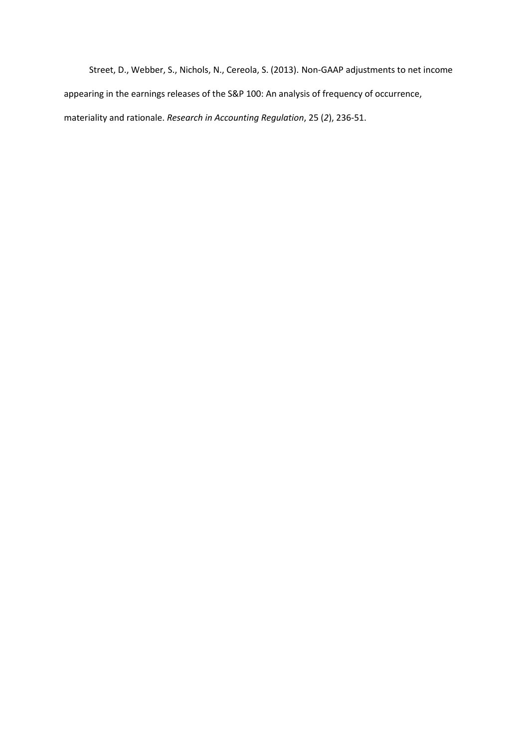Street, D., Webber, S., Nichols, N., Cereola, S. (2013). Non-GAAP adjustments to net income appearing in the earnings releases of the S&P 100: An analysis of frequency of occurrence, materiality and rationale. *Research in Accounting Regulation*, 25 (*2*), 236-51.